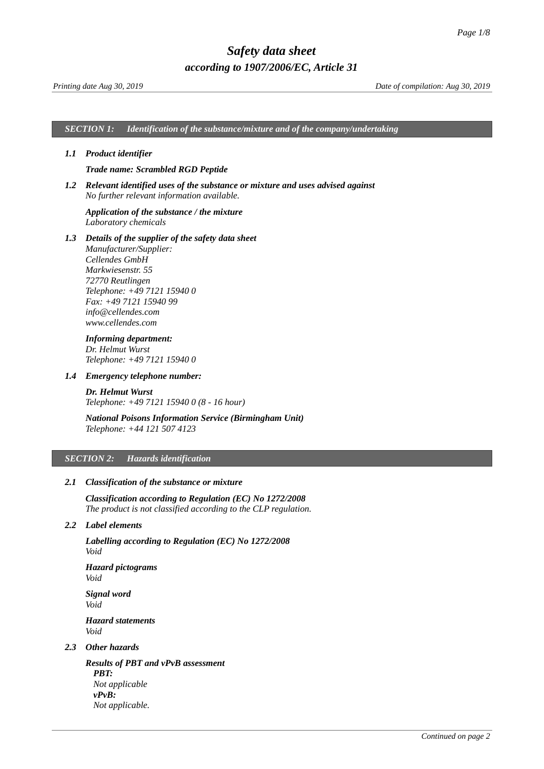# Safety data sheet

## according to 1907/2006/EC, Article 31

*Printing date Aug 30, 2019* — *Date of compilation: Aug 30, 2019*

## SECTION 1: Identification of the substance/mixture and of the company/undertaking

### 1.1 Product identifier

**Trade name: Scrambled RGD Peptide**

### 1.2 Relevant identified uses of the substance or mixture and uses advised against

*No further relevant information available.*

**Application of the substance / the mixture**
*Laboratory chemicals*

### 1.3 Details of the supplier of the safety data sheet

*Manufacturer/Supplier:*
*Cellendes GmbH*
*Markwiesenstr. 55*
*72770 Reutlingen*
*Telephone: +49 7121 15940 0*
*Fax: +49 7121 15940 99*
*info@cellendes.com*
*www.cellendes.com*

**Informing department:**
*Dr. Helmut Wurst*
*Telephone: +49 7121 15940 0*

### 1.4 Emergency telephone number:

**Dr. Helmut Wurst**
*Telephone: +49 7121 15940 0 (8 - 16 hour)*

**National Poisons Information Service (Birmingham Unit)**
*Telephone: +44 121 507 4123*

## SECTION 2: Hazards identification

### 2.1 Classification of the substance or mixture

**Classification according to Regulation (EC) No 1272/2008**
*The product is not classified according to the CLP regulation.*

### 2.2 Label elements

**Labelling according to Regulation (EC) No 1272/2008**
*Void*

**Hazard pictograms**
*Void*

**Signal word**
*Void*

**Hazard statements**
*Void*

### 2.3 Other hazards

**Results of PBT and vPvB assessment**

**PBT:**
*Not applicable*

**vPvB:**
*Not applicable.*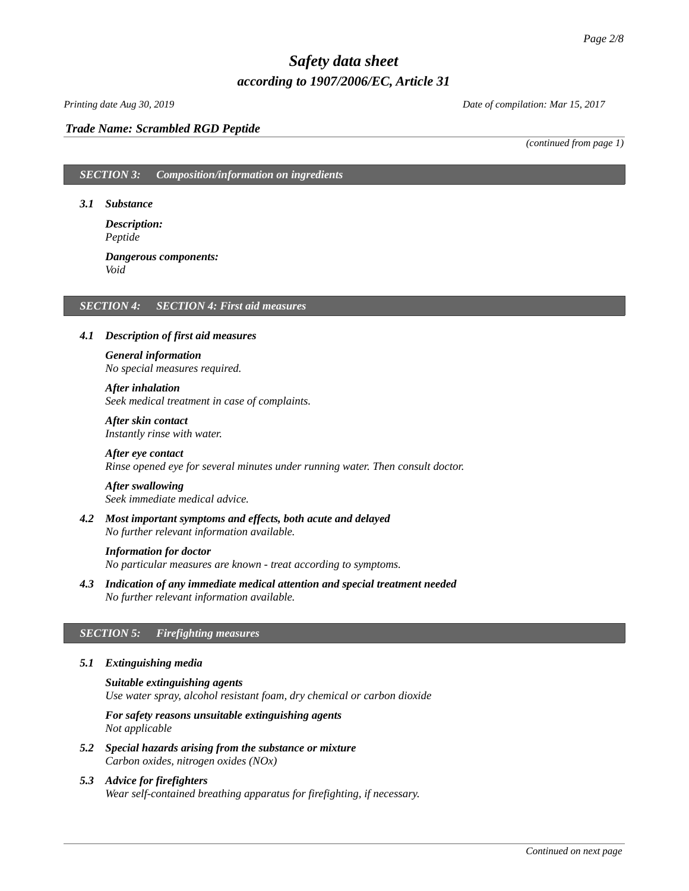*Trade Name: Scrambled RGD Peptide*

*(continued from page 1)*

## SECTION 3: Composition/information on ingredients

### 3.1 Substance

***Description:***
*Peptide*

***Dangerous components:***
*Void*

## SECTION 4: SECTION 4: First aid measures

### 4.1 Description of first aid measures

***General information***
*No special measures required.*

***After inhalation***
*Seek medical treatment in case of complaints.*

***After skin contact***
*Instantly rinse with water.*

***After eye contact***
*Rinse opened eye for several minutes under running water. Then consult doctor.*

***After swallowing***
*Seek immediate medical advice.*

### 4.2 Most important symptoms and effects, both acute and delayed
*No further relevant information available.*

***Information for doctor***
*No particular measures are known - treat according to symptoms.*

### 4.3 Indication of any immediate medical attention and special treatment needed
*No further relevant information available.*

## SECTION 5: Firefighting measures

### 5.1 Extinguishing media

***Suitable extinguishing agents***
*Use water spray, alcohol resistant foam, dry chemical or carbon dioxide*

***For safety reasons unsuitable extinguishing agents***
*Not applicable*

### 5.2 Special hazards arising from the substance or mixture
*Carbon oxides, nitrogen oxides (NOx)*

### 5.3 Advice for firefighters
*Wear self-contained breathing apparatus for firefighting, if necessary.*

*Continued on next page*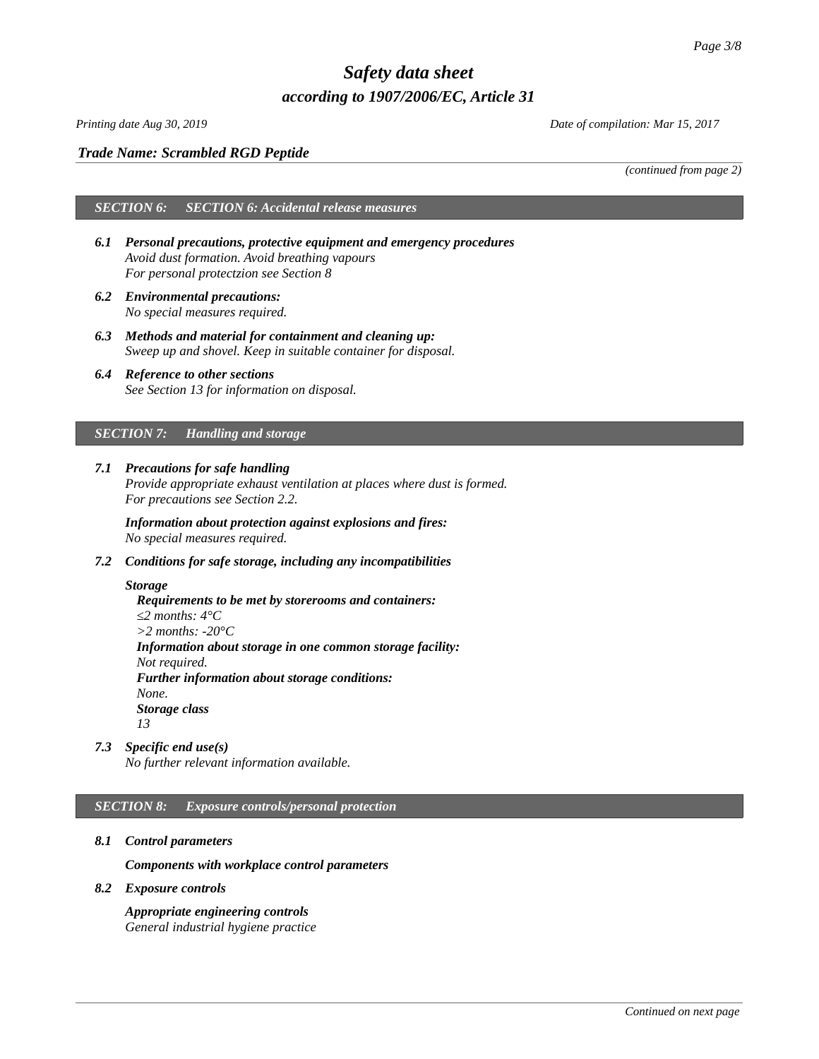*(continued from page 2)*

## *SECTION 6: SECTION 6: Accidental release measures*

**6.1 *Personal precautions, protective equipment and emergency procedures***
*Avoid dust formation. Avoid breathing vapours*
*For personal protectzion see Section 8*

**6.2 *Environmental precautions:***
*No special measures required.*

**6.3 *Methods and material for containment and cleaning up:***
*Sweep up and shovel. Keep in suitable container for disposal.*

**6.4 *Reference to other sections***
*See Section 13 for information on disposal.*

## *SECTION 7: Handling and storage*

**7.1 *Precautions for safe handling***
*Provide appropriate exhaust ventilation at places where dust is formed.*
*For precautions see Section 2.2.*

***Information about protection against explosions and fires:***
*No special measures required.*

**7.2 *Conditions for safe storage, including any incompatibilities***

***Storage***

***Requirements to be met by storerooms and containers:***
*≤2 months: 4°C*
*>2 months: -20°C*
***Information about storage in one common storage facility:***
*Not required.*
***Further information about storage conditions:***
*None.*
***Storage class***
*13*

**7.3 *Specific end use(s)***
*No further relevant information available.*

## *SECTION 8: Exposure controls/personal protection*

**8.1 *Control parameters***

***Components with workplace control parameters***

**8.2 *Exposure controls***

***Appropriate engineering controls***
*General industrial hygiene practice*

*Continued on next page*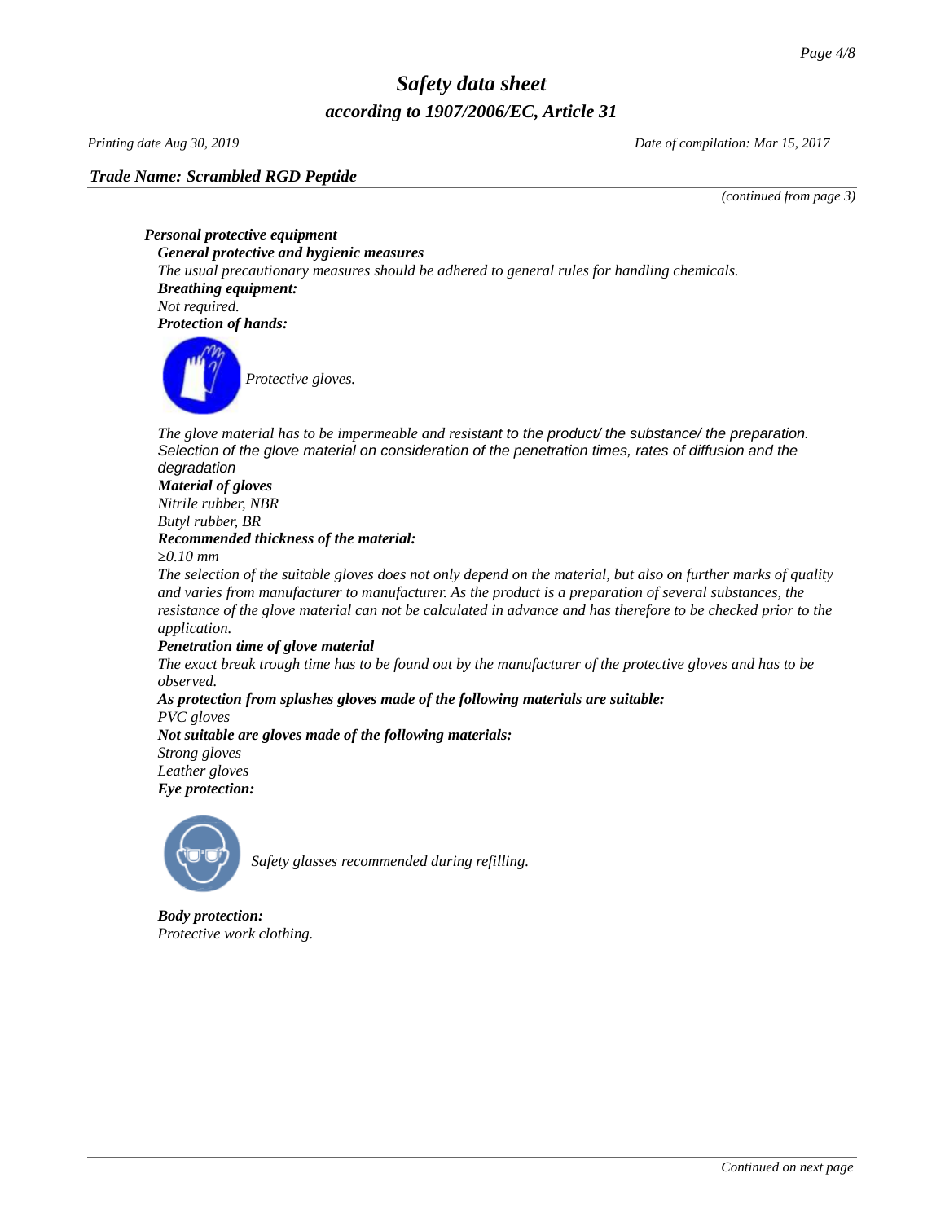**Trade Name: Scrambled RGD Peptide**

*(continued from page 3)*

***Personal protective equipment***

***General protective and hygienic measures***

*The usual precautionary measures should be adhered to general rules for handling chemicals.*

***Breathing equipment:***

*Not required.*

***Protection of hands:***

*Protective gloves.*

*The glove material has to be impermeable and resistant to the product/ the substance/ the preparation.*
*Selection of the glove material on consideration of the penetration times, rates of diffusion and the degradation*

***Material of gloves***

*Nitrile rubber, NBR*
*Butyl rubber, BR*

***Recommended thickness of the material:***

*≥0.10 mm*

*The selection of the suitable gloves does not only depend on the material, but also on further marks of quality and varies from manufacturer to manufacturer. As the product is a preparation of several substances, the resistance of the glove material can not be calculated in advance and has therefore to be checked prior to the application.*

***Penetration time of glove material***

*The exact break trough time has to be found out by the manufacturer of the protective gloves and has to be observed.*

***As protection from splashes gloves made of the following materials are suitable:***

*PVC gloves*

***Not suitable are gloves made of the following materials:***

*Strong gloves*
*Leather gloves*

***Eye protection:***

*Safety glasses recommended during refilling.*

***Body protection:***

*Protective work clothing.*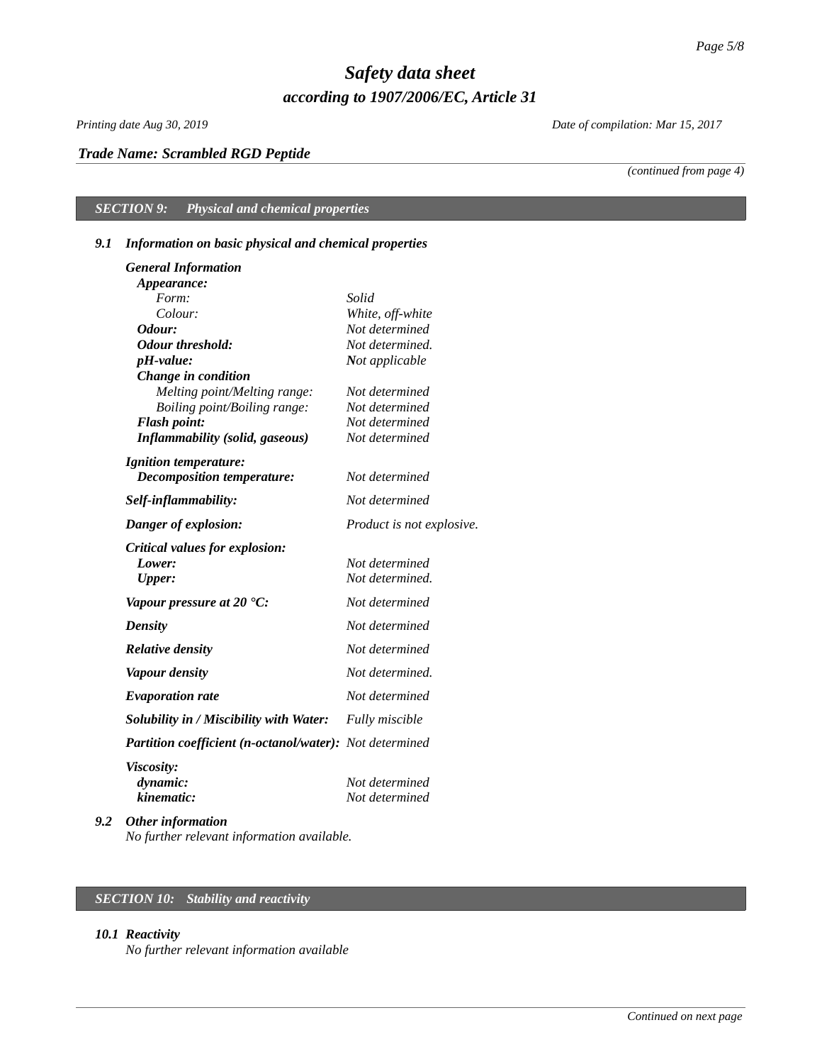*Trade Name: Scrambled RGD Peptide*

*(continued from page 4)*

## *SECTION 9: Physical and chemical properties*

### *9.1 Information on basic physical and chemical properties*

| | |
|---|---|
| ***General Information*** | |
| ***Appearance:*** | |
| *Form:* | *Solid* |
| *Colour:* | *White, off-white* |
| ***Odour:*** | *Not determined* |
| ***Odour threshold:*** | *Not determined.* |
| ***pH-value:*** | *Not applicable* |
| ***Change in condition*** | |
| *Melting point/Melting range:* | *Not determined* |
| *Boiling point/Boiling range:* | *Not determined* |
| ***Flash point:*** | *Not determined* |
| ***Inflammability (solid, gaseous)*** | *Not determined* |
| ***Ignition temperature:*** | |
| ***Decomposition temperature:*** | *Not determined* |
| ***Self-inflammability:*** | *Not determined* |
| ***Danger of explosion:*** | *Product is not explosive.* |
| ***Critical values for explosion:*** | |
| ***Lower:*** | *Not determined* |
| ***Upper:*** | *Not determined.* |
| ***Vapour pressure at 20 °C:*** | *Not determined* |
| ***Density*** | *Not determined* |
| ***Relative density*** | *Not determined* |
| ***Vapour density*** | *Not determined.* |
| ***Evaporation rate*** | *Not determined* |
| ***Solubility in / Miscibility with Water:*** | *Fully miscible* |
| ***Partition coefficient (n-octanol/water):*** | *Not determined* |
| ***Viscosity:*** | |
| ***dynamic:*** | *Not determined* |
| ***kinematic:*** | *Not determined* |

### *9.2 Other information*

*No further relevant information available.*

## *SECTION 10: Stability and reactivity*

### *10.1 Reactivity*

*No further relevant information available*

*Continued on next page*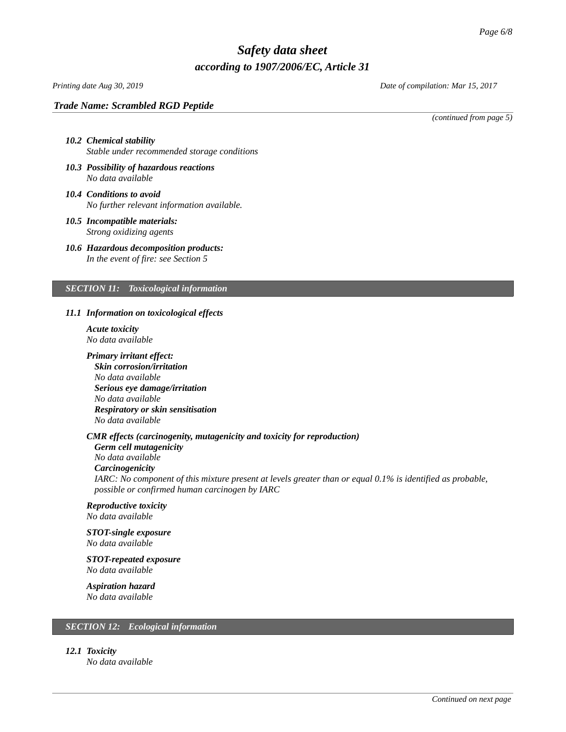*(continued from page 5)*

### 10.2 Chemical stability

*Stable under recommended storage conditions*

### 10.3 Possibility of hazardous reactions

*No data available*

### 10.4 Conditions to avoid

*No further relevant information available.*

### 10.5 Incompatible materials:

*Strong oxidizing agents*

### 10.6 Hazardous decomposition products:

*In the event of fire: see Section 5*

## SECTION 11: Toxicological information

### 11.1 Information on toxicological effects

***Acute toxicity***
*No data available*

***Primary irritant effect:***

***Skin corrosion/irritation***
*No data available*

***Serious eye damage/irritation***
*No data available*

***Respiratory or skin sensitisation***
*No data available*

***CMR effects (carcinogenity, mutagenicity and toxicity for reproduction)***

***Germ cell mutagenicity***
*No data available*

***Carcinogenicity***
*IARC: No component of this mixture present at levels greater than or equal 0.1% is identified as probable, possible or confirmed human carcinogen by IARC*

***Reproductive toxicity***
*No data available*

***STOT-single exposure***
*No data available*

***STOT-repeated exposure***
*No data available*

***Aspiration hazard***
*No data available*

## SECTION 12: Ecological information

### 12.1 Toxicity

*No data available*

*Continued on next page*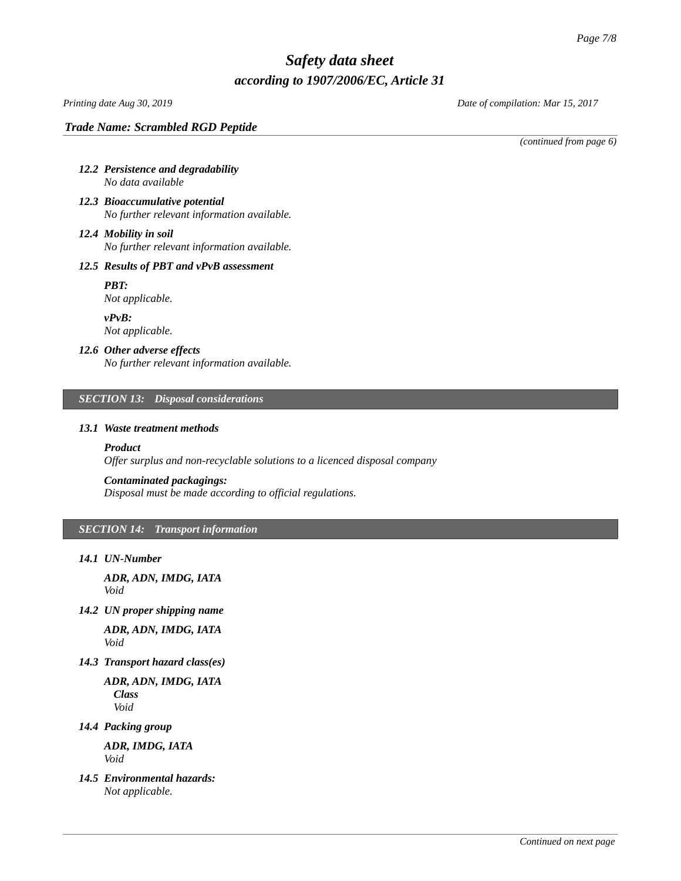*(continued from page 6)*

### *12.2 Persistence and degradability*

*No data available*

### *12.3 Bioaccumulative potential*

*No further relevant information available.*

### *12.4 Mobility in soil*

*No further relevant information available.*

### *12.5 Results of PBT and vPvB assessment*

***PBT:***
*Not applicable.*

***vPvB:***
*Not applicable.*

### *12.6 Other adverse effects*

*No further relevant information available.*

## *SECTION 13: Disposal considerations*

### *13.1 Waste treatment methods*

***Product***
*Offer surplus and non-recyclable solutions to a licenced disposal company*

***Contaminated packagings:***
*Disposal must be made according to official regulations.*

## *SECTION 14: Transport information*

### *14.1 UN-Number*

***ADR, ADN, IMDG, IATA***
*Void*

### *14.2 UN proper shipping name*

***ADR, ADN, IMDG, IATA***
*Void*

### *14.3 Transport hazard class(es)*

***ADR, ADN, IMDG, IATA***
***Class***
*Void*

### *14.4 Packing group*

***ADR, IMDG, IATA***
*Void*

### *14.5 Environmental hazards:*

*Not applicable.*

*Continued on next page*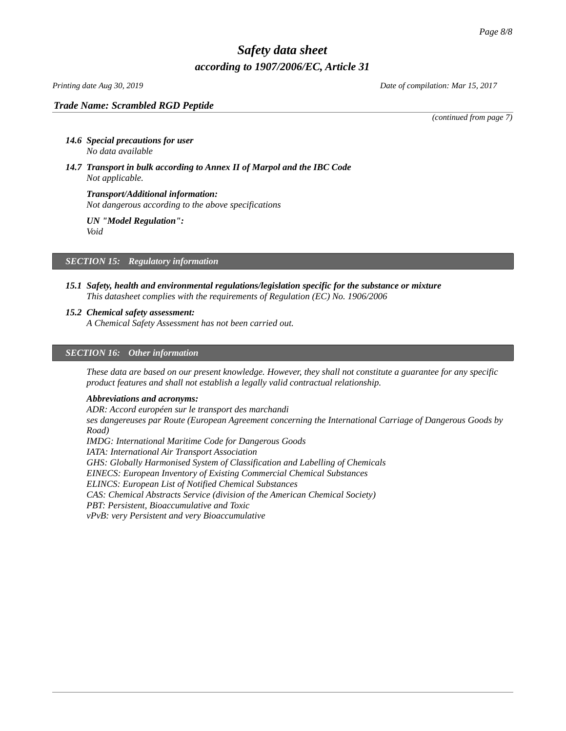*Trade Name: Scrambled RGD Peptide*

*(continued from page 7)*

**14.6 Special precautions for user**
*No data available*

**14.7 Transport in bulk according to Annex II of Marpol and the IBC Code**
*Not applicable.*

***Transport/Additional information:***
*Not dangerous according to the above specifications*

***UN "Model Regulation":***
*Void*

## SECTION 15: Regulatory information

**15.1 Safety, health and environmental regulations/legislation specific for the substance or mixture**
*This datasheet complies with the requirements of Regulation (EC) No. 1906/2006*

**15.2 Chemical safety assessment:**
*A Chemical Safety Assessment has not been carried out.*

## SECTION 16: Other information

*These data are based on our present knowledge. However, they shall not constitute a guarantee for any specific product features and shall not establish a legally valid contractual relationship.*

***Abbreviations and acronyms:***
*ADR: Accord européen sur le transport des marchandi*
*ses dangereuses par Route (European Agreement concerning the International Carriage of Dangerous Goods by Road)*
*IMDG: International Maritime Code for Dangerous Goods*
*IATA: International Air Transport Association*
*GHS: Globally Harmonised System of Classification and Labelling of Chemicals*
*EINECS: European Inventory of Existing Commercial Chemical Substances*
*ELINCS: European List of Notified Chemical Substances*
*CAS: Chemical Abstracts Service (division of the American Chemical Society)*
*PBT: Persistent, Bioaccumulative and Toxic*
*vPvB: very Persistent and very Bioaccumulative*